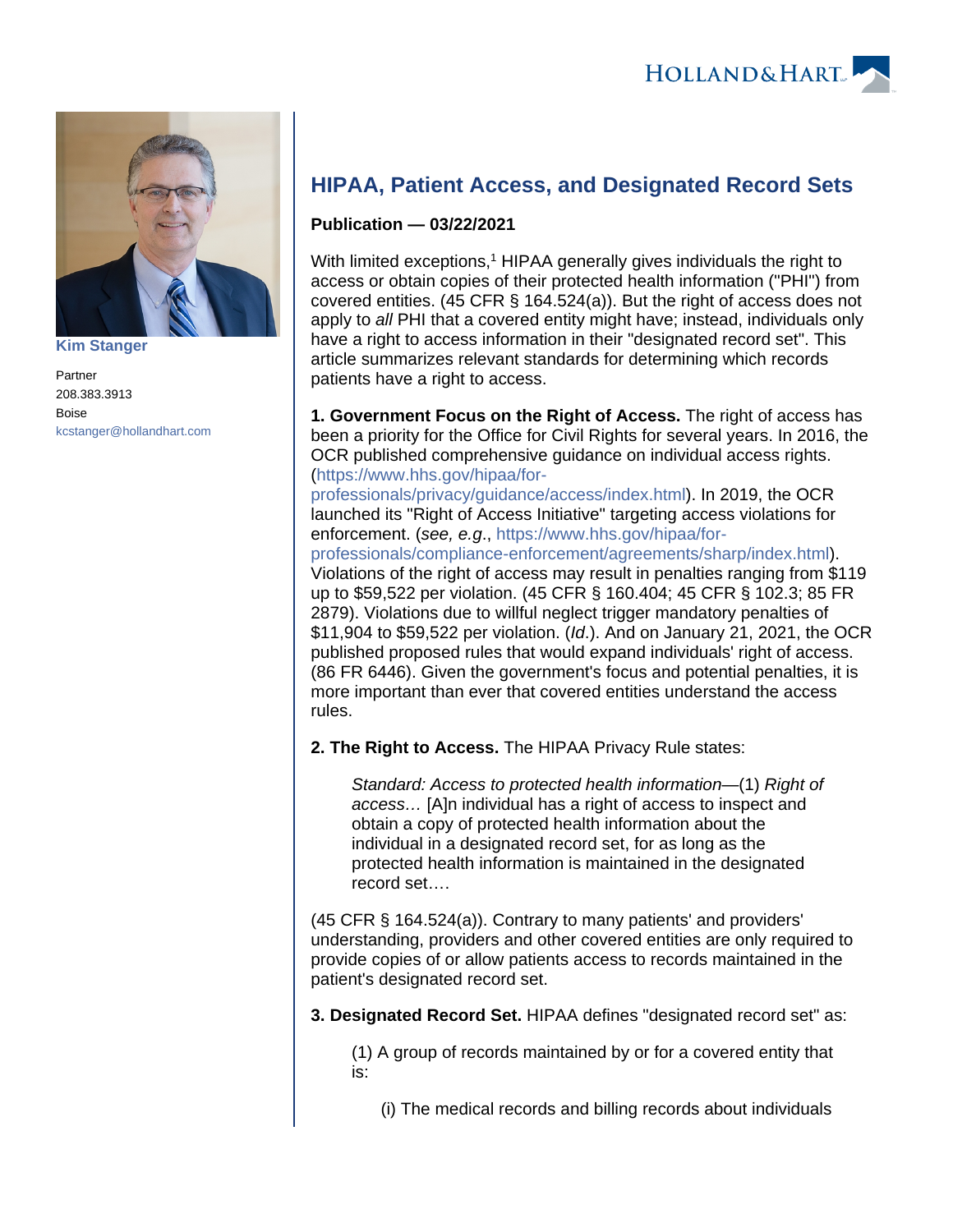Kim Stanger

Partner

208.383.3913

Boise

kcstanger@hollandhart.com

# HIPAA, Patient Access, and Designated Record Sets

**Publication — 03/22/2021**

With limited exceptions,[1] HIPAA generally gives individuals the right to access or obtain copies of their protected health information ("PHI") from covered entities. (45 CFR § 164.524(a)). But the right of access does not apply to *all* PHI that a covered entity might have; instead, individuals only have a right to access information in their "designated record set". This article summarizes relevant standards for determining which records patients have a right to access.

**1. Government Focus on the Right of Access.** The right of access has been a priority for the Office for Civil Rights for several years. In 2016, the OCR published comprehensive guidance on individual access rights. (https://www.hhs.gov/hipaa/for-professionals/privacy/guidance/access/index.html). In 2019, the OCR launched its "Right of Access Initiative" targeting access violations for enforcement. (*see, e.g*., https://www.hhs.gov/hipaa/for-professionals/compliance-enforcement/agreements/sharp/index.html). Violations of the right of access may result in penalties ranging from $119 up to $59,522 per violation. (45 CFR § 160.404; 45 CFR § 102.3; 85 FR 2879). Violations due to willful neglect trigger mandatory penalties of $11,904 to $59,522 per violation. (*Id*.). And on January 21, 2021, the OCR published proposed rules that would expand individuals' right of access. (86 FR 6446). Given the government's focus and potential penalties, it is more important than ever that covered entities understand the access rules.

**2. The Right to Access.** The HIPAA Privacy Rule states:

> *Standard: Access to protected health information*—(1) *Right of access…* [A]n individual has a right of access to inspect and obtain a copy of protected health information about the individual in a designated record set, for as long as the protected health information is maintained in the designated record set….

(45 CFR § 164.524(a)). Contrary to many patients' and providers' understanding, providers and other covered entities are only required to provide copies of or allow patients access to records maintained in the patient's designated record set.

**3. Designated Record Set.** HIPAA defines "designated record set" as:

> (1) A group of records maintained by or for a covered entity that is:
>
> > (i) The medical records and billing records about individuals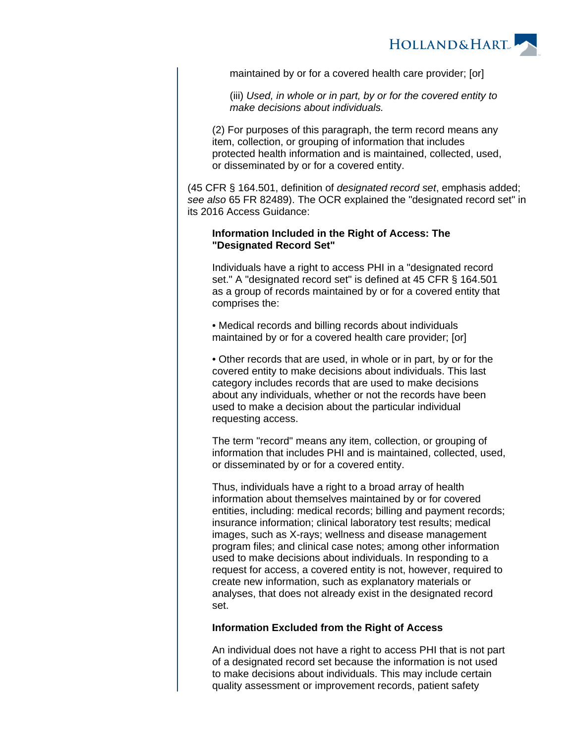maintained by or for a covered health care provider; [or]

(iii) *Used, in whole or in part, by or for the covered entity to make decisions about individuals.*

(2) For purposes of this paragraph, the term record means any item, collection, or grouping of information that includes protected health information and is maintained, collected, used, or disseminated by or for a covered entity.

(45 CFR § 164.501, definition of *designated record set*, emphasis added; *see also* 65 FR 82489). The OCR explained the "designated record set" in its 2016 Access Guidance:

> **Information Included in the Right of Access: The "Designated Record Set"**
>
> Individuals have a right to access PHI in a "designated record set." A "designated record set" is defined at 45 CFR § 164.501 as a group of records maintained by or for a covered entity that comprises the:
>
> • Medical records and billing records about individuals maintained by or for a covered health care provider; [or]
>
> • Other records that are used, in whole or in part, by or for the covered entity to make decisions about individuals. This last category includes records that are used to make decisions about any individuals, whether or not the records have been used to make a decision about the particular individual requesting access.
>
> The term "record" means any item, collection, or grouping of information that includes PHI and is maintained, collected, used, or disseminated by or for a covered entity.
>
> Thus, individuals have a right to a broad array of health information about themselves maintained by or for covered entities, including: medical records; billing and payment records; insurance information; clinical laboratory test results; medical images, such as X-rays; wellness and disease management program files; and clinical case notes; among other information used to make decisions about individuals. In responding to a request for access, a covered entity is not, however, required to create new information, such as explanatory materials or analyses, that does not already exist in the designated record set.
>
> **Information Excluded from the Right of Access**
>
> An individual does not have a right to access PHI that is not part of a designated record set because the information is not used to make decisions about individuals. This may include certain quality assessment or improvement records, patient safety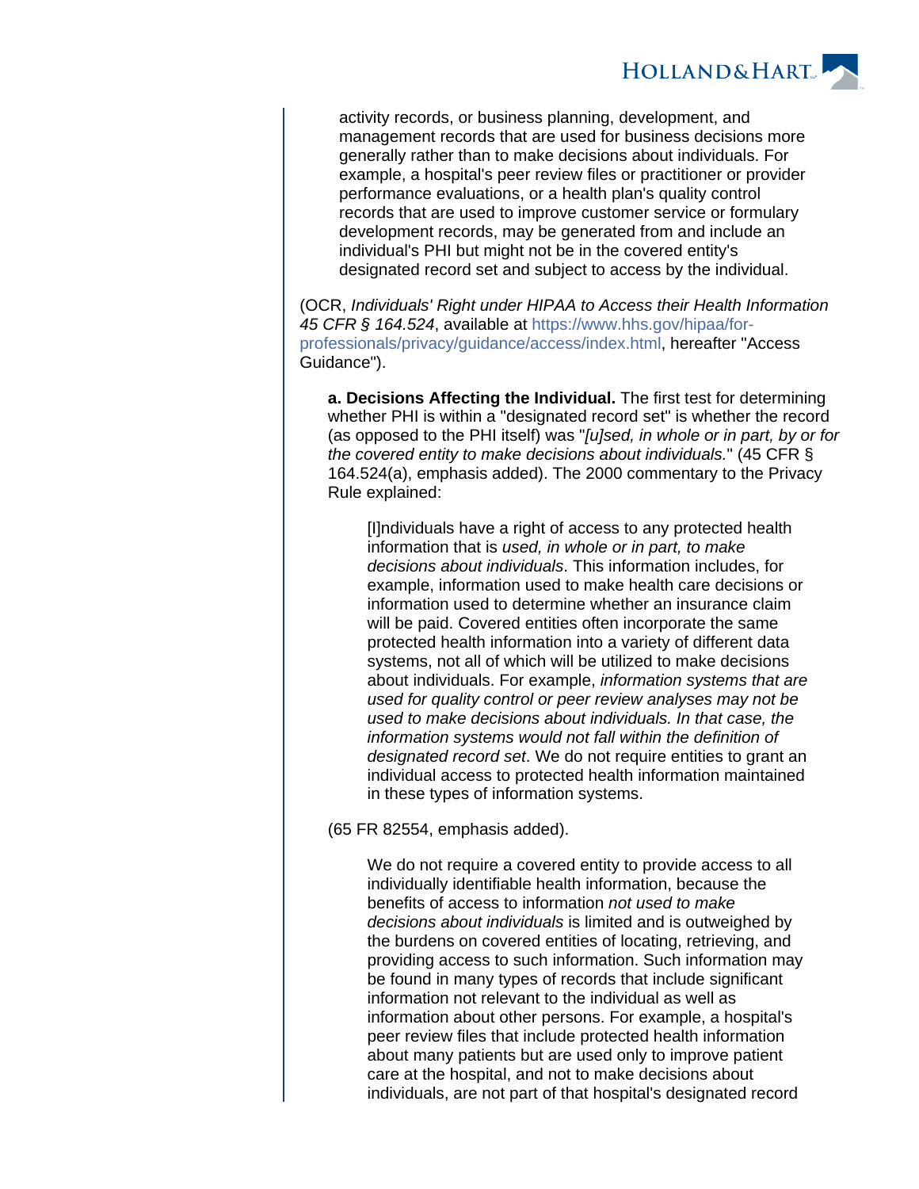> activity records, or business planning, development, and management records that are used for business decisions more generally rather than to make decisions about individuals. For example, a hospital's peer review files or practitioner or provider performance evaluations, or a health plan's quality control records that are used to improve customer service or formulary development records, may be generated from and include an individual's PHI but might not be in the covered entity's designated record set and subject to access by the individual.

(OCR, *Individuals' Right under HIPAA to Access their Health Information 45 CFR § 164.524*, available at https://www.hhs.gov/hipaa/for-professionals/privacy/guidance/access/index.html, hereafter "Access Guidance").

**a. Decisions Affecting the Individual.** The first test for determining whether PHI is within a "designated record set" is whether the record (as opposed to the PHI itself) was "*[u]sed, in whole or in part, by or for the covered entity to make decisions about individuals.*" (45 CFR § 164.524(a), emphasis added). The 2000 commentary to the Privacy Rule explained:

> [I]ndividuals have a right of access to any protected health information that is *used, in whole or in part, to make decisions about individuals*. This information includes, for example, information used to make health care decisions or information used to determine whether an insurance claim will be paid. Covered entities often incorporate the same protected health information into a variety of different data systems, not all of which will be utilized to make decisions about individuals. For example, *information systems that are used for quality control or peer review analyses may not be used to make decisions about individuals. In that case, the information systems would not fall within the definition of designated record set*. We do not require entities to grant an individual access to protected health information maintained in these types of information systems.

(65 FR 82554, emphasis added).

> We do not require a covered entity to provide access to all individually identifiable health information, because the benefits of access to information *not used to make decisions about individuals* is limited and is outweighed by the burdens on covered entities of locating, retrieving, and providing access to such information. Such information may be found in many types of records that include significant information not relevant to the individual as well as information about other persons. For example, a hospital's peer review files that include protected health information about many patients but are used only to improve patient care at the hospital, and not to make decisions about individuals, are not part of that hospital's designated record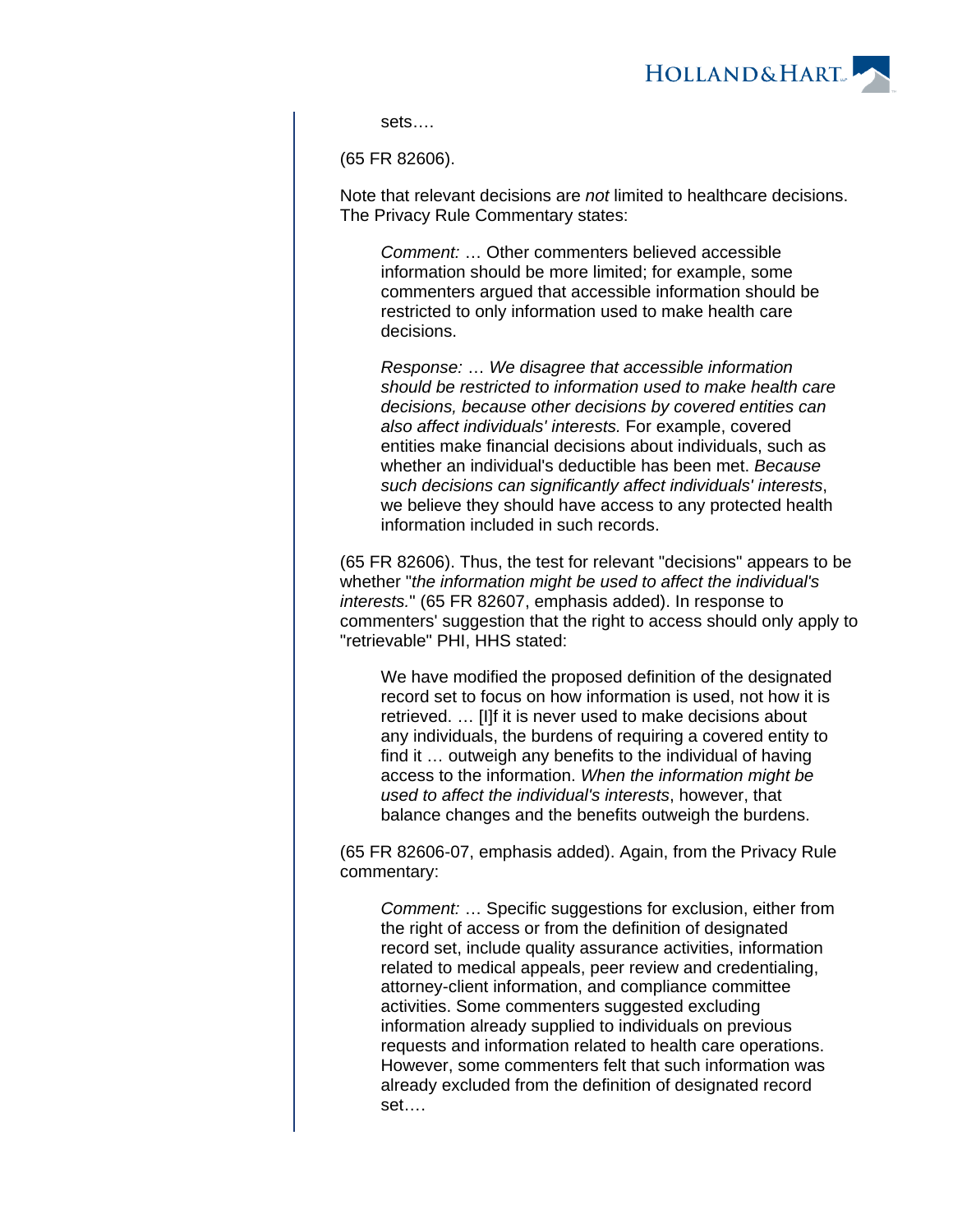> sets….

(65 FR 82606).

Note that relevant decisions are *not* limited to healthcare decisions. The Privacy Rule Commentary states:

> *Comment:* … Other commenters believed accessible information should be more limited; for example, some commenters argued that accessible information should be restricted to only information used to make health care decisions.
>
> *Response:* … *We disagree that accessible information should be restricted to information used to make health care decisions, because other decisions by covered entities can also affect individuals' interests.* For example, covered entities make financial decisions about individuals, such as whether an individual's deductible has been met. *Because such decisions can significantly affect individuals' interests*, we believe they should have access to any protected health information included in such records.

(65 FR 82606). Thus, the test for relevant "decisions" appears to be whether "*the information might be used to affect the individual's interests.*" (65 FR 82607, emphasis added). In response to commenters' suggestion that the right to access should only apply to "retrievable" PHI, HHS stated:

> We have modified the proposed definition of the designated record set to focus on how information is used, not how it is retrieved. … [I]f it is never used to make decisions about any individuals, the burdens of requiring a covered entity to find it … outweigh any benefits to the individual of having access to the information. *When the information might be used to affect the individual's interests*, however, that balance changes and the benefits outweigh the burdens.

(65 FR 82606-07, emphasis added). Again, from the Privacy Rule commentary:

> *Comment:* … Specific suggestions for exclusion, either from the right of access or from the definition of designated record set, include quality assurance activities, information related to medical appeals, peer review and credentialing, attorney-client information, and compliance committee activities. Some commenters suggested excluding information already supplied to individuals on previous requests and information related to health care operations. However, some commenters felt that such information was already excluded from the definition of designated record set….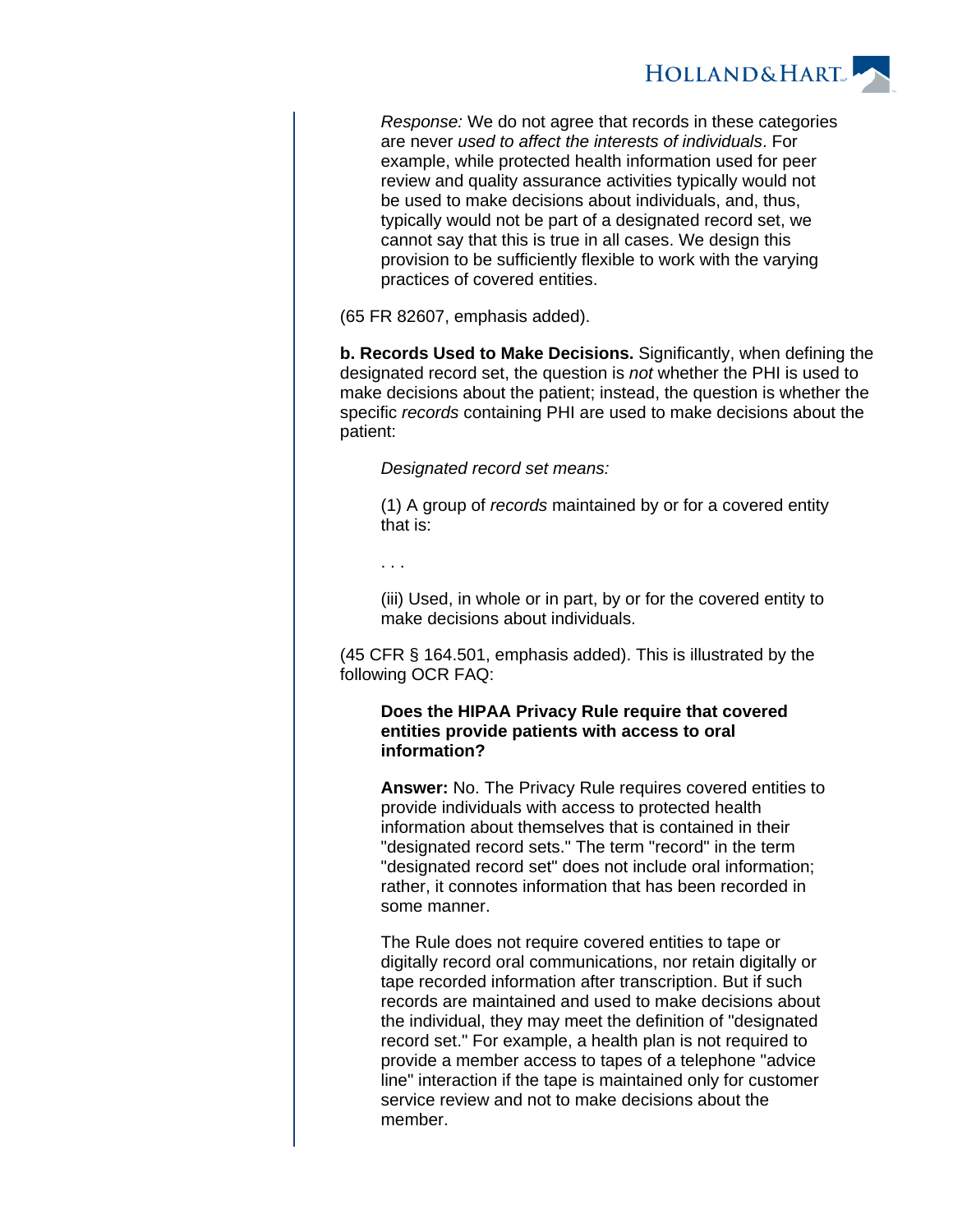> *Response:* We do not agree that records in these categories are never *used to affect the interests of individuals*. For example, while protected health information used for peer review and quality assurance activities typically would not be used to make decisions about individuals, and, thus, typically would not be part of a designated record set, we cannot say that this is true in all cases. We design this provision to be sufficiently flexible to work with the varying practices of covered entities.

(65 FR 82607, emphasis added).

**b. Records Used to Make Decisions.** Significantly, when defining the designated record set, the question is *not* whether the PHI is used to make decisions about the patient; instead, the question is whether the specific *records* containing PHI are used to make decisions about the patient:

> *Designated record set means:*
>
> (1) A group of *records* maintained by or for a covered entity that is:
>
> . . .
>
> (iii) Used, in whole or in part, by or for the covered entity to make decisions about individuals.

(45 CFR § 164.501, emphasis added). This is illustrated by the following OCR FAQ:

> **Does the HIPAA Privacy Rule require that covered entities provide patients with access to oral information?**
>
> **Answer:** No. The Privacy Rule requires covered entities to provide individuals with access to protected health information about themselves that is contained in their "designated record sets." The term "record" in the term "designated record set" does not include oral information; rather, it connotes information that has been recorded in some manner.
>
> The Rule does not require covered entities to tape or digitally record oral communications, nor retain digitally or tape recorded information after transcription. But if such records are maintained and used to make decisions about the individual, they may meet the definition of "designated record set." For example, a health plan is not required to provide a member access to tapes of a telephone "advice line" interaction if the tape is maintained only for customer service review and not to make decisions about the member.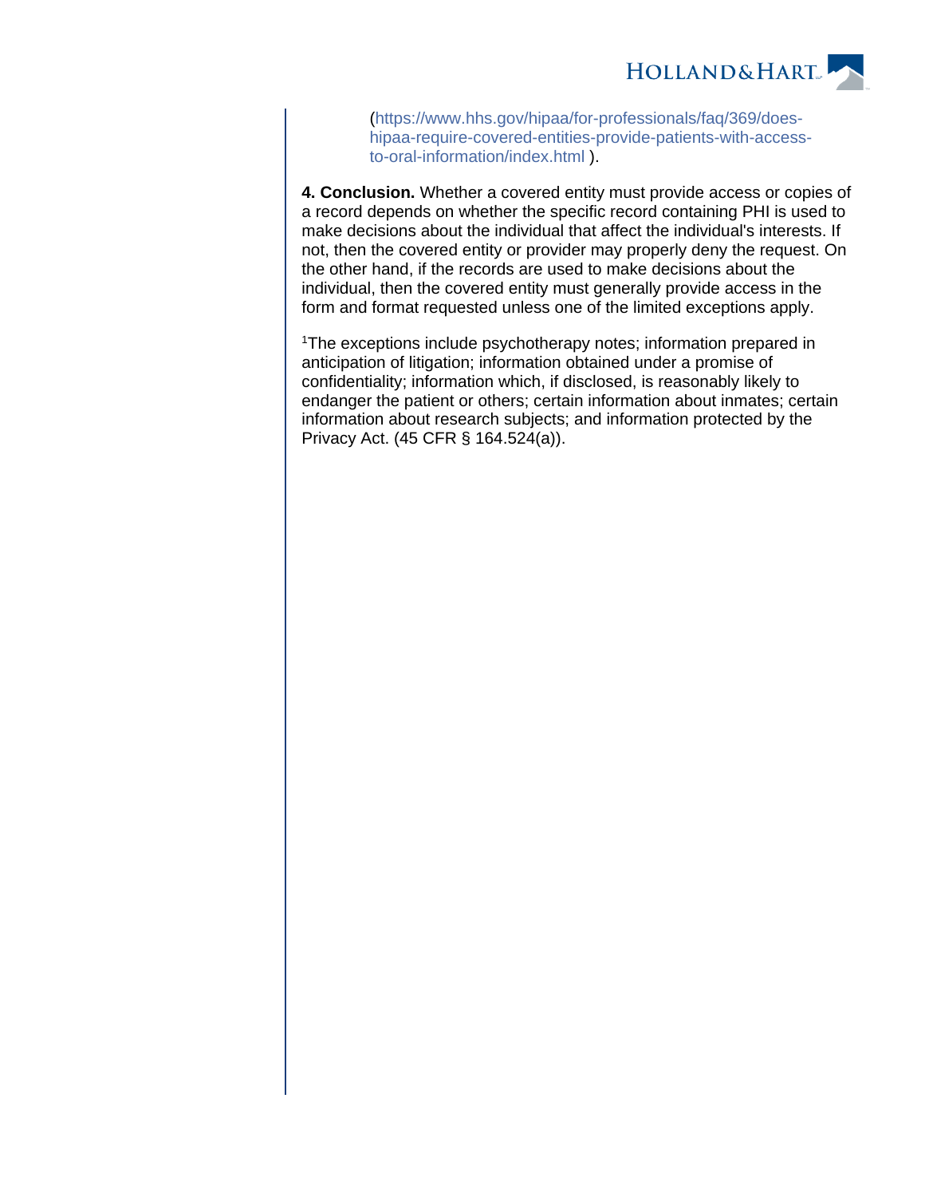(https://www.hhs.gov/hipaa/for-professionals/faq/369/does-hipaa-require-covered-entities-provide-patients-with-access-to-oral-information/index.html ).

**4. Conclusion.** Whether a covered entity must provide access or copies of a record depends on whether the specific record containing PHI is used to make decisions about the individual that affect the individual's interests. If not, then the covered entity or provider may properly deny the request. On the other hand, if the records are used to make decisions about the individual, then the covered entity must generally provide access in the form and format requested unless one of the limited exceptions apply.

[1]The exceptions include psychotherapy notes; information prepared in anticipation of litigation; information obtained under a promise of confidentiality; information which, if disclosed, is reasonably likely to endanger the patient or others; certain information about inmates; certain information about research subjects; and information protected by the Privacy Act. (45 CFR § 164.524(a)).